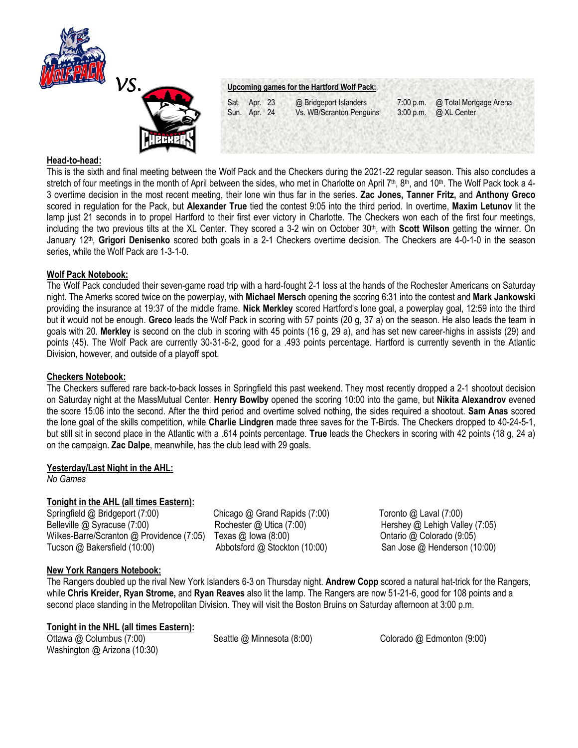vs.

**Upcoming games for the Hartford Wolf Pack:**

| | | | |
|---|---|---|---|
| Sat. Apr. 23 | @ Bridgeport Islanders | 7:00 p.m. | @ Total Mortgage Arena |
| Sun. Apr. 24 | Vs. WB/Scranton Penguins | 3:00 p.m. | @ XL Center |

## Head-to-head:

This is the sixth and final meeting between the Wolf Pack and the Checkers during the 2021-22 regular season. This also concludes a stretch of four meetings in the month of April between the sides, who met in Charlotte on April 7th, 8th, and 10th. The Wolf Pack took a 4-3 overtime decision in the most recent meeting, their lone win thus far in the series. **Zac Jones, Tanner Fritz,** and **Anthony Greco** scored in regulation for the Pack, but **Alexander True** tied the contest 9:05 into the third period. In overtime, **Maxim Letunov** lit the lamp just 21 seconds in to propel Hartford to their first ever victory in Charlotte. The Checkers won each of the first four meetings, including the two previous tilts at the XL Center. They scored a 3-2 win on October 30th, with **Scott Wilson** getting the winner. On January 12th, **Grigori Denisenko** scored both goals in a 2-1 Checkers overtime decision. The Checkers are 4-0-1-0 in the season series, while the Wolf Pack are 1-3-1-0.

## Wolf Pack Notebook:

The Wolf Pack concluded their seven-game road trip with a hard-fought 2-1 loss at the hands of the Rochester Americans on Saturday night. The Amerks scored twice on the powerplay, with **Michael Mersch** opening the scoring 6:31 into the contest and **Mark Jankowski** providing the insurance at 19:37 of the middle frame. **Nick Merkley** scored Hartford's lone goal, a powerplay goal, 12:59 into the third but it would not be enough. **Greco** leads the Wolf Pack in scoring with 57 points (20 g, 37 a) on the season. He also leads the team in goals with 20. **Merkley** is second on the club in scoring with 45 points (16 g, 29 a), and has set new career-highs in assists (29) and points (45). The Wolf Pack are currently 30-31-6-2, good for a .493 points percentage. Hartford is currently seventh in the Atlantic Division, however, and outside of a playoff spot.

## Checkers Notebook:

The Checkers suffered rare back-to-back losses in Springfield this past weekend. They most recently dropped a 2-1 shootout decision on Saturday night at the MassMutual Center. **Henry Bowlby** opened the scoring 10:00 into the game, but **Nikita Alexandrov** evened the score 15:06 into the second. After the third period and overtime solved nothing, the sides required a shootout. **Sam Anas** scored the lone goal of the skills competition, while **Charlie Lindgren** made three saves for the T-Birds. The Checkers dropped to 40-24-5-1, but still sit in second place in the Atlantic with a .614 points percentage. **True** leads the Checkers in scoring with 42 points (18 g, 24 a) on the campaign. **Zac Dalpe**, meanwhile, has the club lead with 29 goals.

## Yesterday/Last Night in the AHL:

*No Games*

## Tonight in the AHL (all times Eastern):

Springfield @ Bridgeport (7:00)
Belleville @ Syracuse (7:00)
Wilkes-Barre/Scranton @ Providence (7:05)
Tucson @ Bakersfield (10:00)
Chicago @ Grand Rapids (7:00)
Rochester @ Utica (7:00)
Texas @ Iowa (8:00)
Abbotsford @ Stockton (10:00)
Toronto @ Laval (7:00)
Hershey @ Lehigh Valley (7:05)
Ontario @ Colorado (9:05)
San Jose @ Henderson (10:00)

## New York Rangers Notebook:

The Rangers doubled up the rival New York Islanders 6-3 on Thursday night. **Andrew Copp** scored a natural hat-trick for the Rangers, while **Chris Kreider, Ryan Strome,** and **Ryan Reaves** also lit the lamp. The Rangers are now 51-21-6, good for 108 points and a second place standing in the Metropolitan Division. They will visit the Boston Bruins on Saturday afternoon at 3:00 p.m.

## Tonight in the NHL (all times Eastern):

Ottawa @ Columbus (7:00)
Washington @ Arizona (10:30)
Seattle @ Minnesota (8:00)
Colorado @ Edmonton (9:00)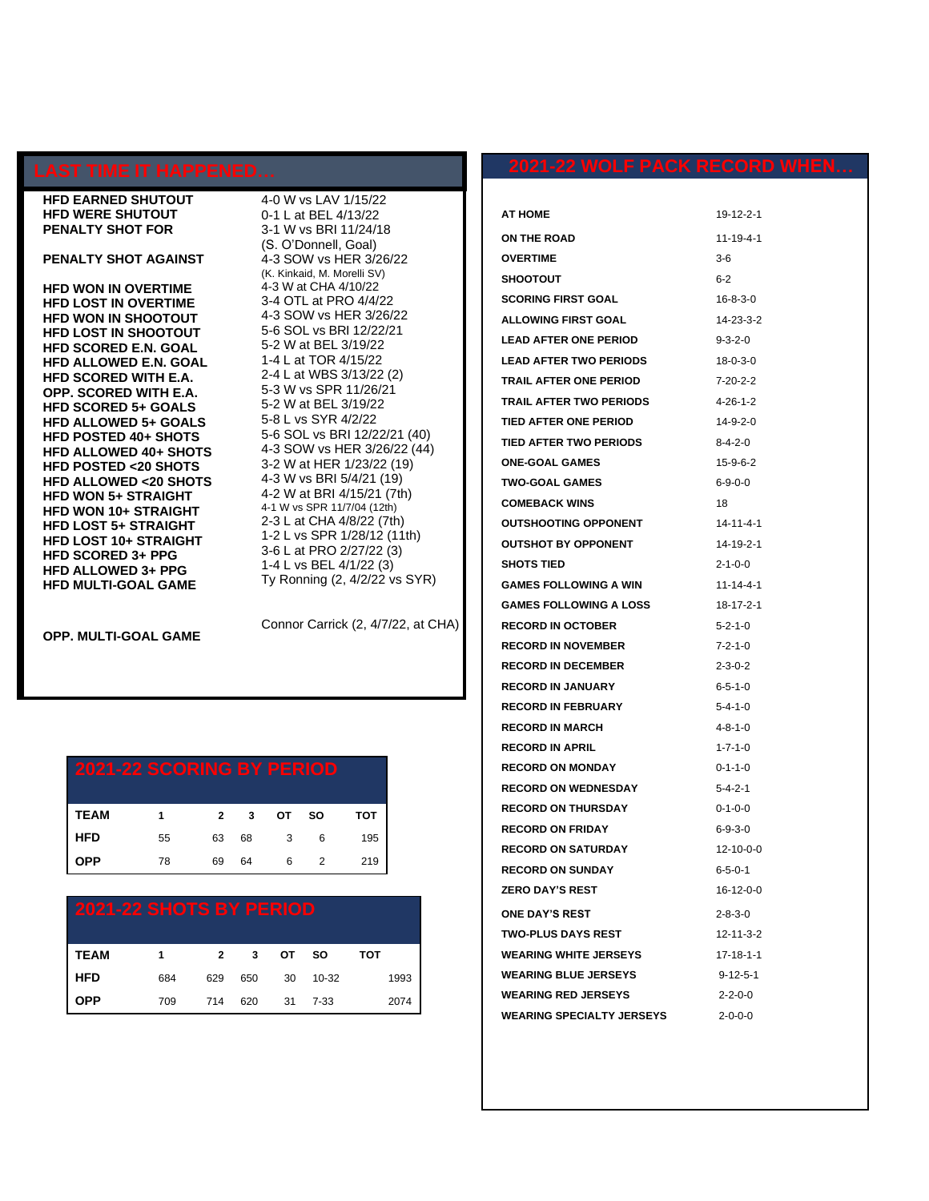## LAST TIME IT HAPPENED…

| | |
|---|---|
| **HFD EARNED SHUTOUT** | 4-0 W vs LAV 1/15/22 |
| **HFD WERE SHUTOUT** | 0-1 L at BEL 4/13/22 |
| **PENALTY SHOT FOR** | 3-1 W vs BRI 11/24/18 (S. O'Donnell, Goal) |
| **PENALTY SHOT AGAINST** | 4-3 SOW vs HER 3/26/22 (K. Kinkaid, M. Morelli SV) |
| **HFD WON IN OVERTIME** | 4-3 W at CHA 4/10/22 |
| **HFD LOST IN OVERTIME** | 3-4 OTL at PRO 4/4/22 |
| **HFD WON IN SHOOTOUT** | 4-3 SOW vs HER 3/26/22 |
| **HFD LOST IN SHOOTOUT** | 5-6 SOL vs BRI 12/22/21 |
| **HFD SCORED E.N. GOAL** | 5-2 W at BEL 3/19/22 |
| **HFD ALLOWED E.N. GOAL** | 1-4 L at TOR 4/15/22 |
| **HFD SCORED WITH E.A.** | 2-4 L at WBS 3/13/22 (2) |
| **OPP. SCORED WITH E.A.** | 5-3 W vs SPR 11/26/21 |
| **HFD SCORED 5+ GOALS** | 5-2 W at BEL 3/19/22 |
| **HFD ALLOWED 5+ GOALS** | 5-8 L vs SYR 4/2/22 |
| **HFD POSTED 40+ SHOTS** | 5-6 SOL vs BRI 12/22/21 (40) |
| **HFD ALLOWED 40+ SHOTS** | 4-3 SOW vs HER 3/26/22 (44) |
| **HFD POSTED <20 SHOTS** | 3-2 W at HER 1/23/22 (19) |
| **HFD ALLOWED <20 SHOTS** | 4-3 W vs BRI 5/4/21 (19) |
| **HFD WON 5+ STRAIGHT** | 4-2 W at BRI 4/15/21 (7th) |
| **HFD WON 10+ STRAIGHT** | 4-1 W vs SPR 11/7/04 (12th) |
| **HFD LOST 5+ STRAIGHT** | 2-3 L at CHA 4/8/22 (7th) |
| **HFD LOST 10+ STRAIGHT** | 1-2 L vs SPR 1/28/12 (11th) |
| **HFD SCORED 3+ PPG** | 3-6 L at PRO 2/27/22 (3) |
| **HFD ALLOWED 3+ PPG** | 1-4 L vs BEL 4/1/22 (3) |
| **HFD MULTI-GOAL GAME** | Ty Ronning (2, 4/2/22 vs SYR) |
| **OPP. MULTI-GOAL GAME** | Connor Carrick (2, 4/7/22, at CHA) |

## 2021-22 SCORING BY PERIOD

| TEAM | 1 | 2 | 3 | OT | SO | TOT |
|---|---|---|---|---|---|---|
| HFD | 55 | 63 | 68 | 3 | 6 | 195 |
| OPP | 78 | 69 | 64 | 6 | 2 | 219 |

## 2021-22 SHOTS BY PERIOD

| TEAM | 1 | 2 | 3 | OT | SO | TOT |
|---|---|---|---|---|---|---|
| HFD | 684 | 629 | 650 | 30 | 10-32 | 1993 |
| OPP | 709 | 714 | 620 | 31 | 7-33 | 2074 |

## 2021-22 WOLF PACK RECORD WHEN…

| | |
|---|---|
| AT HOME | 19-12-2-1 |
| ON THE ROAD | 11-19-4-1 |
| OVERTIME | 3-6 |
| SHOOTOUT | 6-2 |
| SCORING FIRST GOAL | 16-8-3-0 |
| ALLOWING FIRST GOAL | 14-23-3-2 |
| LEAD AFTER ONE PERIOD | 9-3-2-0 |
| LEAD AFTER TWO PERIODS | 18-0-3-0 |
| TRAIL AFTER ONE PERIOD | 7-20-2-2 |
| TRAIL AFTER TWO PERIODS | 4-26-1-2 |
| TIED AFTER ONE PERIOD | 14-9-2-0 |
| TIED AFTER TWO PERIODS | 8-4-2-0 |
| ONE-GOAL GAMES | 15-9-6-2 |
| TWO-GOAL GAMES | 6-9-0-0 |
| COMEBACK WINS | 18 |
| OUTSHOOTING OPPONENT | 14-11-4-1 |
| OUTSHOT BY OPPONENT | 14-19-2-1 |
| SHOTS TIED | 2-1-0-0 |
| GAMES FOLLOWING A WIN | 11-14-4-1 |
| GAMES FOLLOWING A LOSS | 18-17-2-1 |
| RECORD IN OCTOBER | 5-2-1-0 |
| RECORD IN NOVEMBER | 7-2-1-0 |
| RECORD IN DECEMBER | 2-3-0-2 |
| RECORD IN JANUARY | 6-5-1-0 |
| RECORD IN FEBRUARY | 5-4-1-0 |
| RECORD IN MARCH | 4-8-1-0 |
| RECORD IN APRIL | 1-7-1-0 |
| RECORD ON MONDAY | 0-1-1-0 |
| RECORD ON WEDNESDAY | 5-4-2-1 |
| RECORD ON THURSDAY | 0-1-0-0 |
| RECORD ON FRIDAY | 6-9-3-0 |
| RECORD ON SATURDAY | 12-10-0-0 |
| RECORD ON SUNDAY | 6-5-0-1 |
| ZERO DAY'S REST | 16-12-0-0 |
| ONE DAY'S REST | 2-8-3-0 |
| TWO-PLUS DAYS REST | 12-11-3-2 |
| WEARING WHITE JERSEYS | 17-18-1-1 |
| WEARING BLUE JERSEYS | 9-12-5-1 |
| WEARING RED JERSEYS | 2-2-0-0 |
| WEARING SPECIALTY JERSEYS | 2-0-0-0 |